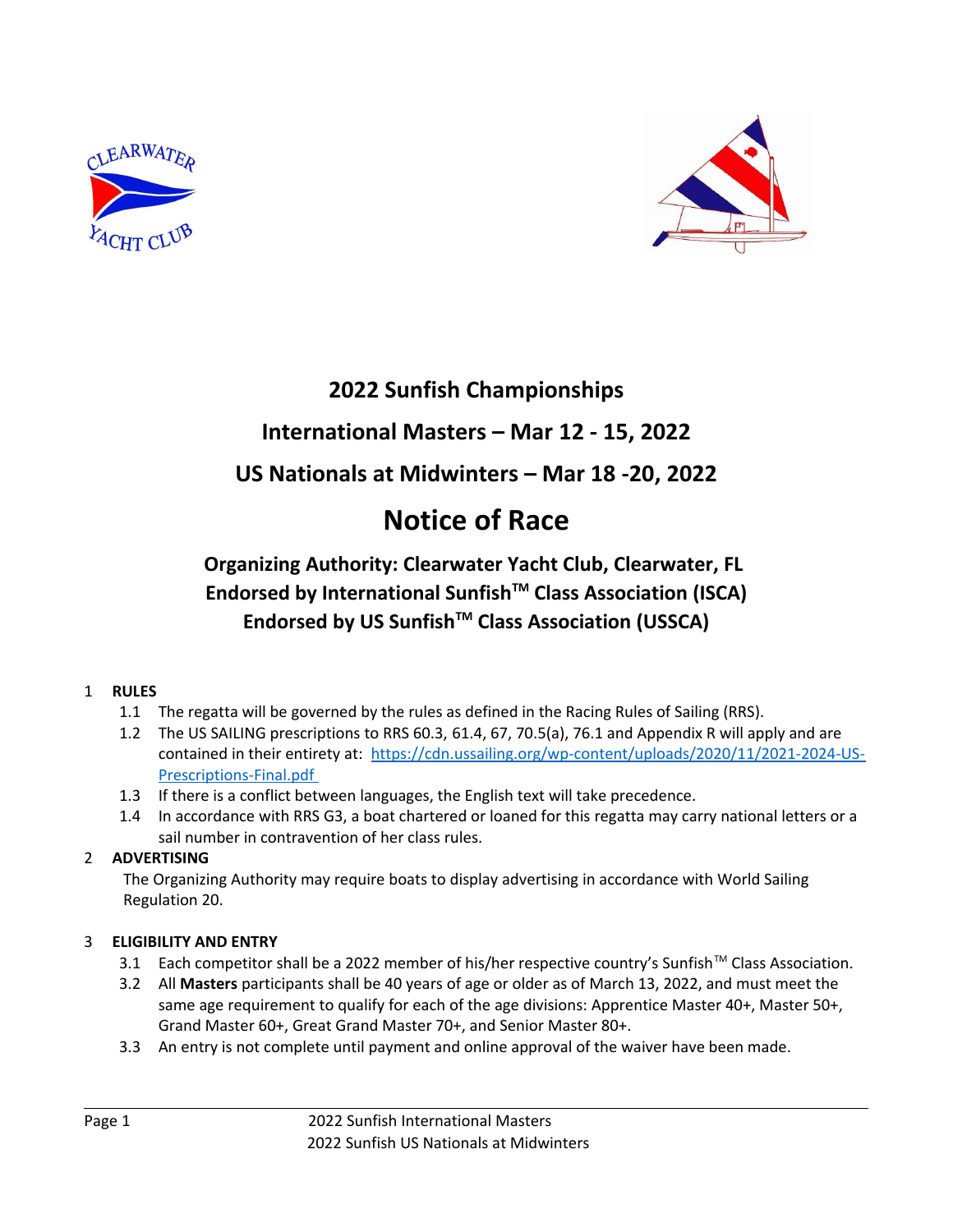# 2022 Sunfish Championships

## International Masters – Mar 12 - 15, 2022

## US Nationals at Midwinters – Mar 18 -20, 2022

# Notice of Race

**Organizing Authority: Clearwater Yacht Club, Clearwater, FL**
**Endorsed by International Sunfish™ Class Association (ISCA)**
**Endorsed by US Sunfish™ Class Association (USSCA)**

1 **RULES**

1.1 The regatta will be governed by the rules as defined in the Racing Rules of Sailing (RRS).

1.2 The US SAILING prescriptions to RRS 60.3, 61.4, 67, 70.5(a), 76.1 and Appendix R will apply and are contained in their entirety at: https://cdn.ussailing.org/wp-content/uploads/2020/11/2021-2024-US-Prescriptions-Final.pdf

1.3 If there is a conflict between languages, the English text will take precedence.

1.4 In accordance with RRS G3, a boat chartered or loaned for this regatta may carry national letters or a sail number in contravention of her class rules.

2 **ADVERTISING**

The Organizing Authority may require boats to display advertising in accordance with World Sailing Regulation 20.

3 **ELIGIBILITY AND ENTRY**

3.1 Each competitor shall be a 2022 member of his/her respective country's Sunfish™ Class Association.

3.2 All **Masters** participants shall be 40 years of age or older as of March 13, 2022, and must meet the same age requirement to qualify for each of the age divisions: Apprentice Master 40+, Master 50+, Grand Master 60+, Great Grand Master 70+, and Senior Master 80+.

3.3 An entry is not complete until payment and online approval of the waiver have been made.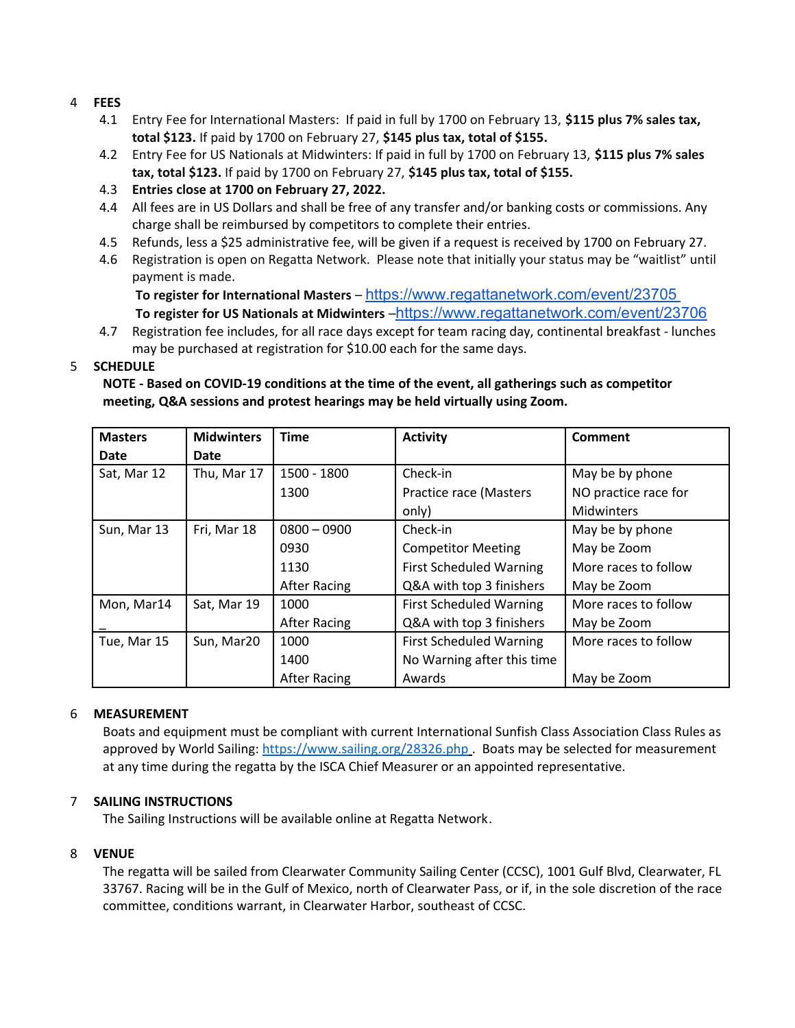## 4 FEES

4.1 Entry Fee for International Masters: If paid in full by 1700 on February 13, **$115 plus 7% sales tax, total $123.** If paid by 1700 on February 27, **$145 plus tax, total of $155.**

4.2 Entry Fee for US Nationals at Midwinters: If paid in full by 1700 on February 13, **$115 plus 7% sales tax, total $123.** If paid by 1700 on February 27, **$145 plus tax, total of $155.**

4.3 **Entries close at 1700 on February 27, 2022.**

4.4 All fees are in US Dollars and shall be free of any transfer and/or banking costs or commissions. Any charge shall be reimbursed by competitors to complete their entries.

4.5 Refunds, less a $25 administrative fee, will be given if a request is received by 1700 on February 27.

4.6 Registration is open on Regatta Network. Please note that initially your status may be "waitlist" until payment is made.

**To register for International Masters** – https://www.regattanetwork.com/event/23705

**To register for US Nationals at Midwinters** –https://www.regattanetwork.com/event/23706

4.7 Registration fee includes, for all race days except for team racing day, continental breakfast - lunches may be purchased at registration for $10.00 each for the same days.

## 5 SCHEDULE

**NOTE - Based on COVID-19 conditions at the time of the event, all gatherings such as competitor meeting, Q&A sessions and protest hearings may be held virtually using Zoom.**

| Masters Date | Midwinters Date | Time | Activity | Comment |
|---|---|---|---|---|
| Sat, Mar 12 | Thu, Mar 17 | 1500 - 1800<br>1300 | Check-in<br>Practice race (Masters only) | May be by phone<br>NO practice race for Midwinters |
| Sun, Mar 13 | Fri, Mar 18 | 0800 – 0900<br>0930<br>1130<br>After Racing | Check-in<br>Competitor Meeting<br>First Scheduled Warning<br>Q&A with top 3 finishers | May be by phone<br>May be Zoom<br>More races to follow<br>May be Zoom |
| Mon, Mar14 | Sat, Mar 19 | 1000<br>After Racing | First Scheduled Warning<br>Q&A with top 3 finishers | More races to follow<br>May be Zoom |
| Tue, Mar 15 | Sun, Mar20 | 1000<br>1400<br>After Racing | First Scheduled Warning<br>No Warning after this time<br>Awards | More races to follow<br><br>May be Zoom |

## 6 MEASUREMENT

Boats and equipment must be compliant with current International Sunfish Class Association Class Rules as approved by World Sailing: https://www.sailing.org/28326.php. Boats may be selected for measurement at any time during the regatta by the ISCA Chief Measurer or an appointed representative.

## 7 SAILING INSTRUCTIONS

The Sailing Instructions will be available online at Regatta Network.

## 8 VENUE

The regatta will be sailed from Clearwater Community Sailing Center (CCSC), 1001 Gulf Blvd, Clearwater, FL 33767. Racing will be in the Gulf of Mexico, north of Clearwater Pass, or if, in the sole discretion of the race committee, conditions warrant, in Clearwater Harbor, southeast of CCSC.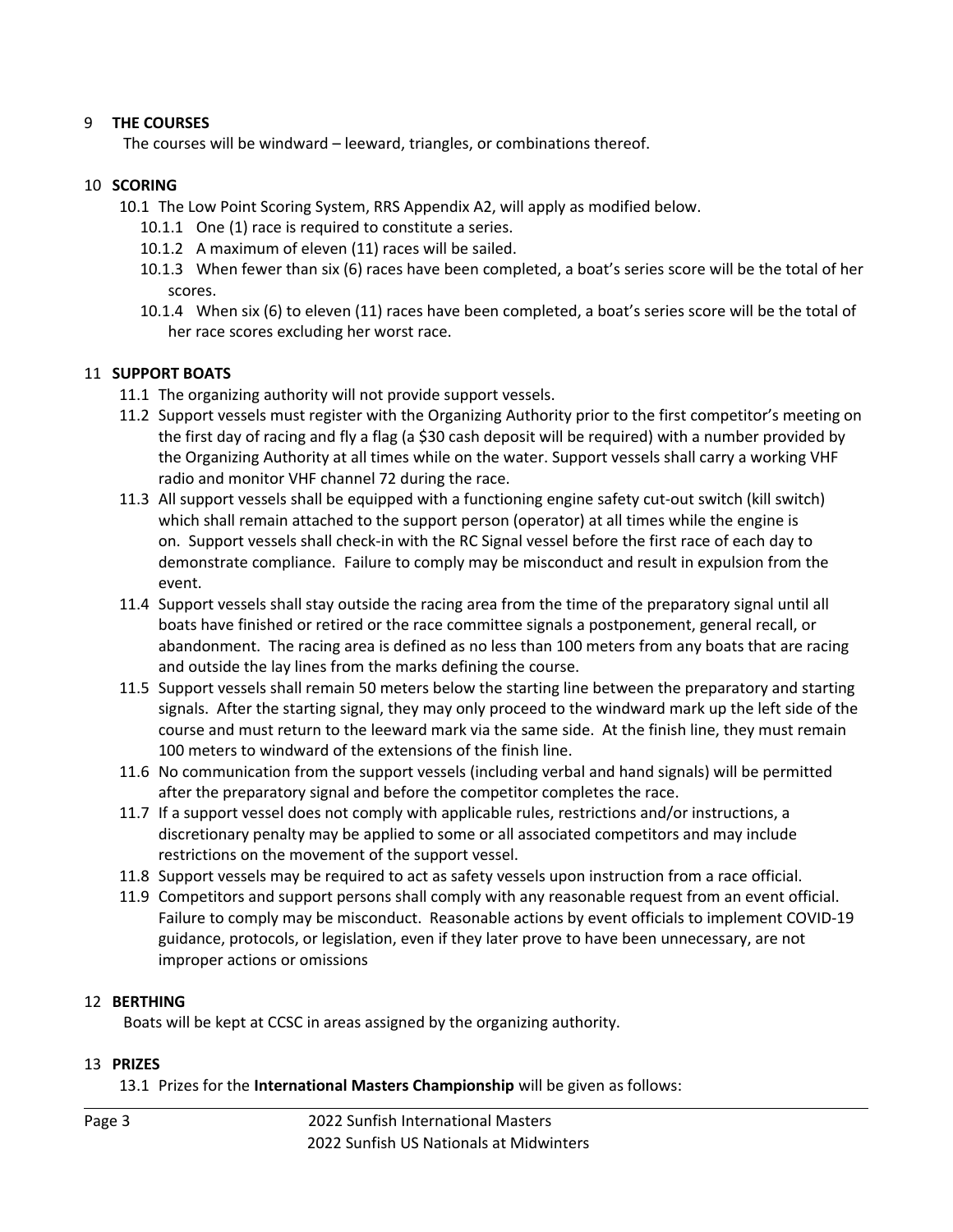## 9 THE COURSES

The courses will be windward – leeward, triangles, or combinations thereof.

## 10 SCORING

10.1 The Low Point Scoring System, RRS Appendix A2, will apply as modified below.

10.1.1 One (1) race is required to constitute a series.

10.1.2 A maximum of eleven (11) races will be sailed.

10.1.3 When fewer than six (6) races have been completed, a boat's series score will be the total of her scores.

10.1.4 When six (6) to eleven (11) races have been completed, a boat's series score will be the total of her race scores excluding her worst race.

## 11 SUPPORT BOATS

11.1 The organizing authority will not provide support vessels.

11.2 Support vessels must register with the Organizing Authority prior to the first competitor's meeting on the first day of racing and fly a flag (a $30 cash deposit will be required) with a number provided by the Organizing Authority at all times while on the water. Support vessels shall carry a working VHF radio and monitor VHF channel 72 during the race.

11.3 All support vessels shall be equipped with a functioning engine safety cut-out switch (kill switch) which shall remain attached to the support person (operator) at all times while the engine is on. Support vessels shall check-in with the RC Signal vessel before the first race of each day to demonstrate compliance. Failure to comply may be misconduct and result in expulsion from the event.

11.4 Support vessels shall stay outside the racing area from the time of the preparatory signal until all boats have finished or retired or the race committee signals a postponement, general recall, or abandonment. The racing area is defined as no less than 100 meters from any boats that are racing and outside the lay lines from the marks defining the course.

11.5 Support vessels shall remain 50 meters below the starting line between the preparatory and starting signals. After the starting signal, they may only proceed to the windward mark up the left side of the course and must return to the leeward mark via the same side. At the finish line, they must remain 100 meters to windward of the extensions of the finish line.

11.6 No communication from the support vessels (including verbal and hand signals) will be permitted after the preparatory signal and before the competitor completes the race.

11.7 If a support vessel does not comply with applicable rules, restrictions and/or instructions, a discretionary penalty may be applied to some or all associated competitors and may include restrictions on the movement of the support vessel.

11.8 Support vessels may be required to act as safety vessels upon instruction from a race official.

11.9 Competitors and support persons shall comply with any reasonable request from an event official. Failure to comply may be misconduct. Reasonable actions by event officials to implement COVID-19 guidance, protocols, or legislation, even if they later prove to have been unnecessary, are not improper actions or omissions

## 12 BERTHING

Boats will be kept at CCSC in areas assigned by the organizing authority.

## 13 PRIZES

13.1 Prizes for the **International Masters Championship** will be given as follows: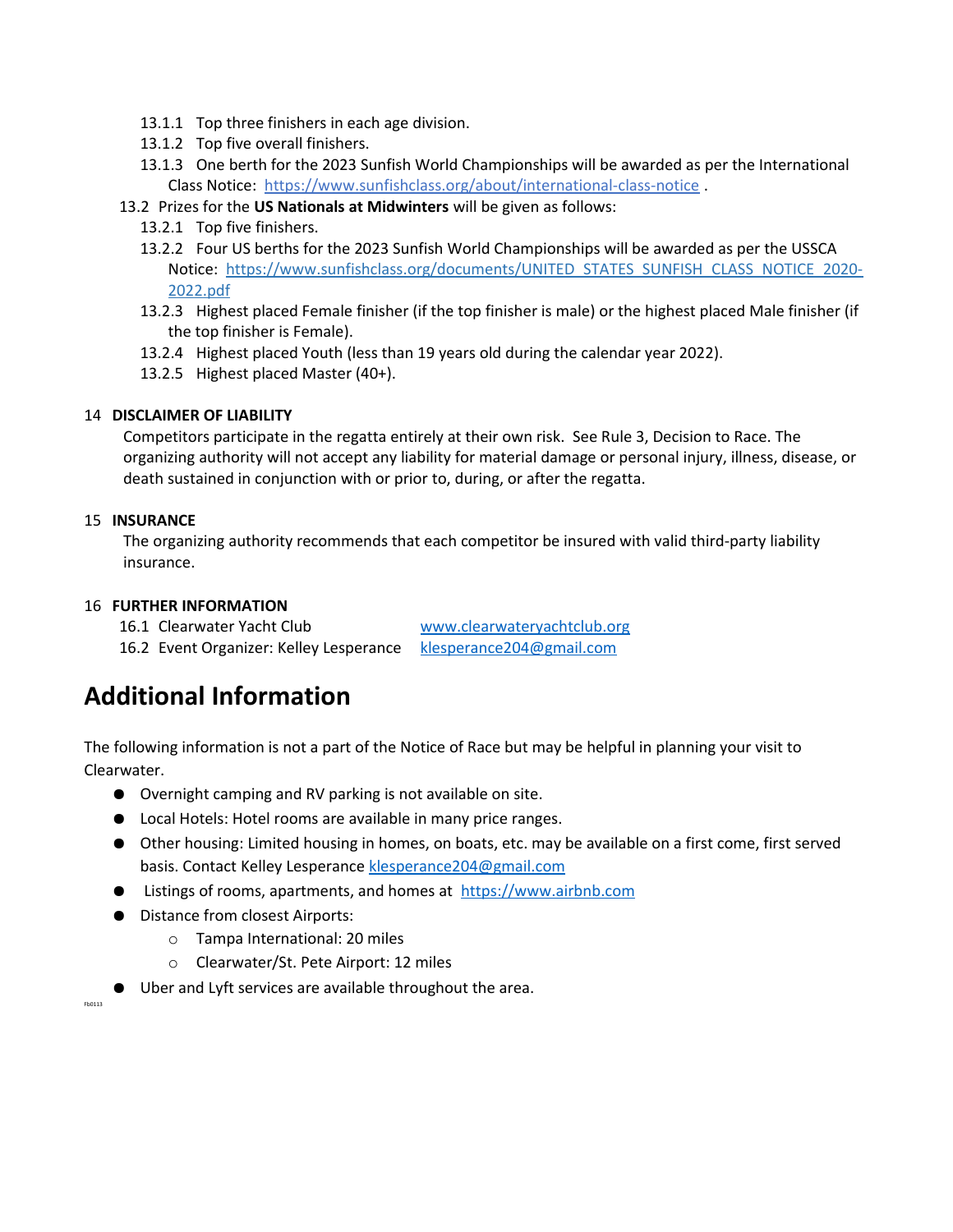13.1.1 Top three finishers in each age division.
13.1.2 Top five overall finishers.
13.1.3 One berth for the 2023 Sunfish World Championships will be awarded as per the International Class Notice: https://www.sunfishclass.org/about/international-class-notice .

13.2 Prizes for the **US Nationals at Midwinters** will be given as follows:

13.2.1 Top five finishers.
13.2.2 Four US berths for the 2023 Sunfish World Championships will be awarded as per the USSCA Notice: https://www.sunfishclass.org/documents/UNITED_STATES_SUNFISH_CLASS_NOTICE_2020-2022.pdf
13.2.3 Highest placed Female finisher (if the top finisher is male) or the highest placed Male finisher (if the top finisher is Female).
13.2.4 Highest placed Youth (less than 19 years old during the calendar year 2022).
13.2.5 Highest placed Master (40+).

14 **DISCLAIMER OF LIABILITY**

Competitors participate in the regatta entirely at their own risk. See Rule 3, Decision to Race. The organizing authority will not accept any liability for material damage or personal injury, illness, disease, or death sustained in conjunction with or prior to, during, or after the regatta.

15 **INSURANCE**

The organizing authority recommends that each competitor be insured with valid third-party liability insurance.

16 **FURTHER INFORMATION**

16.1 Clearwater Yacht Club www.clearwateryachtclub.org
16.2 Event Organizer: Kelley Lesperance klesperance204@gmail.com

# Additional Information

The following information is not a part of the Notice of Race but may be helpful in planning your visit to Clearwater.

- Overnight camping and RV parking is not available on site.
- Local Hotels: Hotel rooms are available in many price ranges.
- Other housing: Limited housing in homes, on boats, etc. may be available on a first come, first served basis. Contact Kelley Lesperance klesperance204@gmail.com
- Listings of rooms, apartments, and homes at https://www.airbnb.com
- Distance from closest Airports:
  - Tampa International: 20 miles
  - Clearwater/St. Pete Airport: 12 miles
- Uber and Lyft services are available throughout the area.

Fb0113